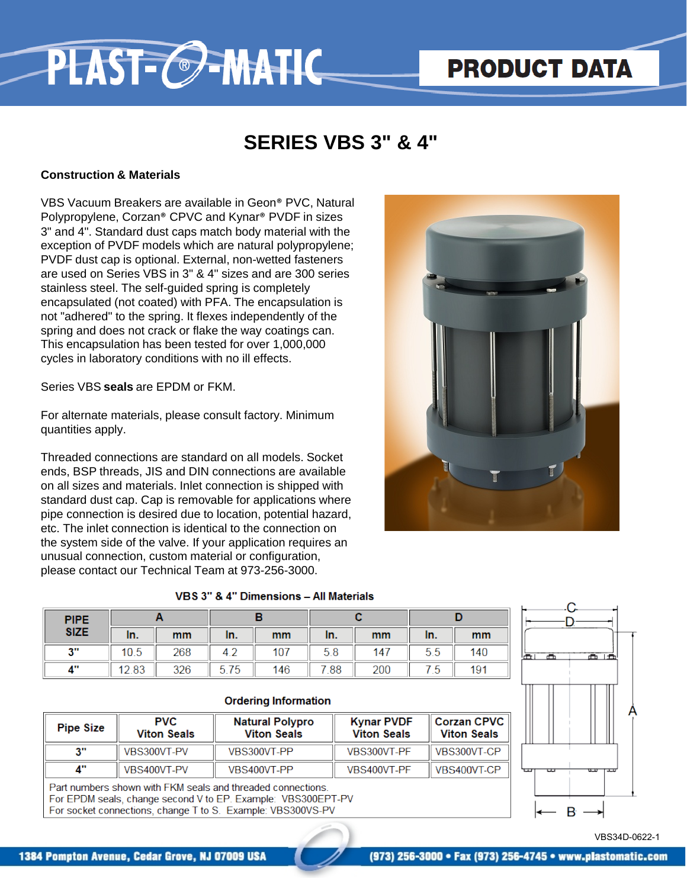# SERIES VBS 3" & 4"

### Construction & Materials

VBS Vacuum Breakers are available in Geon® PVC, Natural Polypropylene, Corzan® CPVC and Kynar® PVDF in sizes 3" and 4". Standard dust caps match body material with the exception of PVDF models which are natural polypropylene; PVDF dust cap is optional. External, non-wetted fasteners are used on Series VBS in 3" & 4" sizes and are 300 series stainless steel. The self-guided spring is completely encapsulated (not coated) with PFA. The encapsulation is not "adhered" to the spring. It flexes independently of the spring and does not crack or flake the way coatings can. This encapsulation has been tested for over 1,000,000 cycles in laboratory conditions with no ill effects.

Series VBS **seals** are EPDM or FKM.

For alternate materials, please consult factory. Minimum quantities apply.

Threaded connections are standard on all models. Socket ends, BSP threads, JIS and DIN connections are available on all sizes and materials. Inlet connection is shipped with standard dust cap. Cap is removable for applications where pipe connection is desired due to location, potential hazard, etc. The inlet connection is identical to the connection on the system side of the valve. If your application requires an unusual connection, custom material or configuration, please contact our Technical Team at 973-256-3000.

**VBS 3" & 4" Dimensions – All Materials**

| PIPE SIZE | A | | B | | C | | D | |
|---|---|---|---|---|---|---|---|---|
| | In. | mm | In. | mm | In. | mm | In. | mm |
| 3" | 10.5 | 268 | 4.2 | 107 | 5.8 | 147 | 5.5 | 140 |
| 4" | 12.83 | 326 | 5.75 | 146 | 7.88 | 200 | 7.5 | 191 |

**Ordering Information**

| Pipe Size | PVC Viton Seals | Natural Polypro Viton Seals | Kynar PVDF Viton Seals | Corzan CPVC Viton Seals |
|---|---|---|---|---|
| 3" | VBS300VT-PV | VBS300VT-PP | VBS300VT-PF | VBS300VT-CP |
| 4" | VBS400VT-PV | VBS400VT-PP | VBS400VT-PF | VBS400VT-CP |

Part numbers shown with FKM seals and threaded connections.
For EPDM seals, change second V to EP. Example: VBS300EPT-PV
For socket connections, change T to S. Example: VBS300VS-PV

VBS34D-0622-1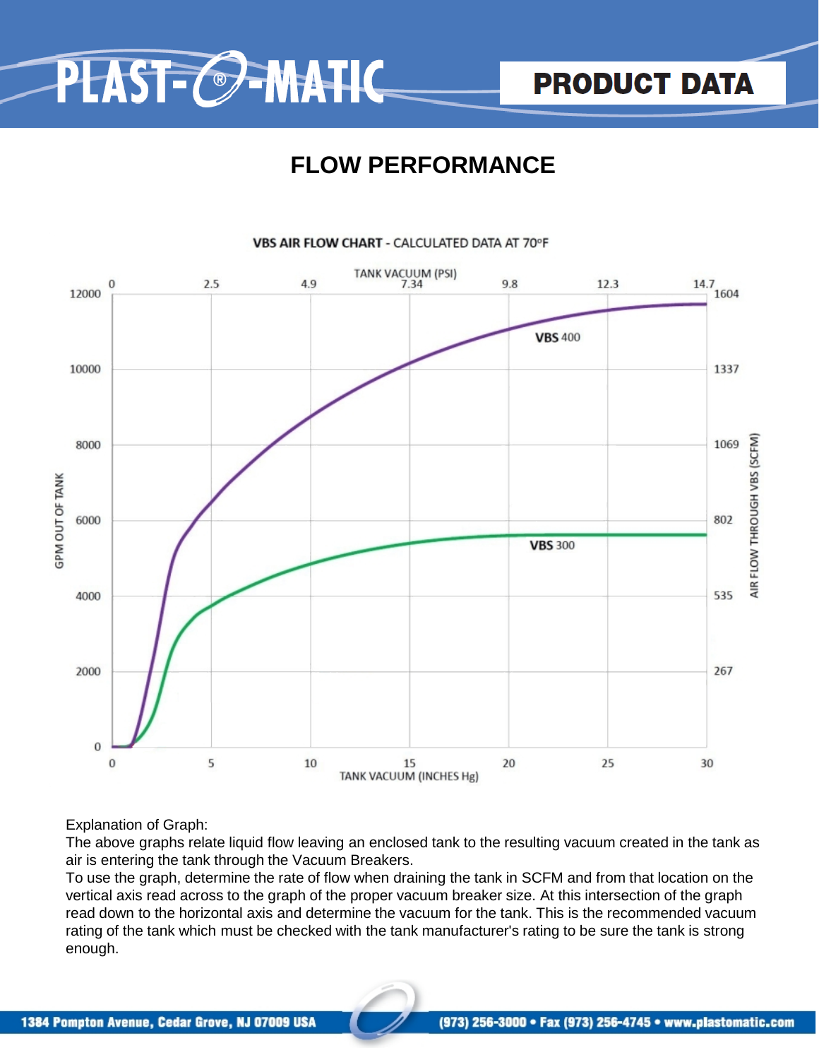# FLOW PERFORMANCE

**VBS AIR FLOW CHART** - CALCULATED DATA AT 70°F

TANK VACUUM (PSI)

0
2.5
4.9
7.34
9.8
12.3
14.7

GPM OUT OF TANK

12000
10000
8000
6000
4000
2000
0

AIR FLOW THROUGH VBS (SCFM)

1604
1337
1069
802
535
267

**VBS** 400

**VBS** 300

0
5
10
15
20
25
30

TANK VACUUM (INCHES Hg)

Explanation of Graph:

The above graphs relate liquid flow leaving an enclosed tank to the resulting vacuum created in the tank as air is entering the tank through the Vacuum Breakers.

To use the graph, determine the rate of flow when draining the tank in SCFM and from that location on the vertical axis read across to the graph of the proper vacuum breaker size. At this intersection of the graph read down to the horizontal axis and determine the vacuum for the tank. This is the recommended vacuum rating of the tank which must be checked with the tank manufacturer's rating to be sure the tank is strong enough.